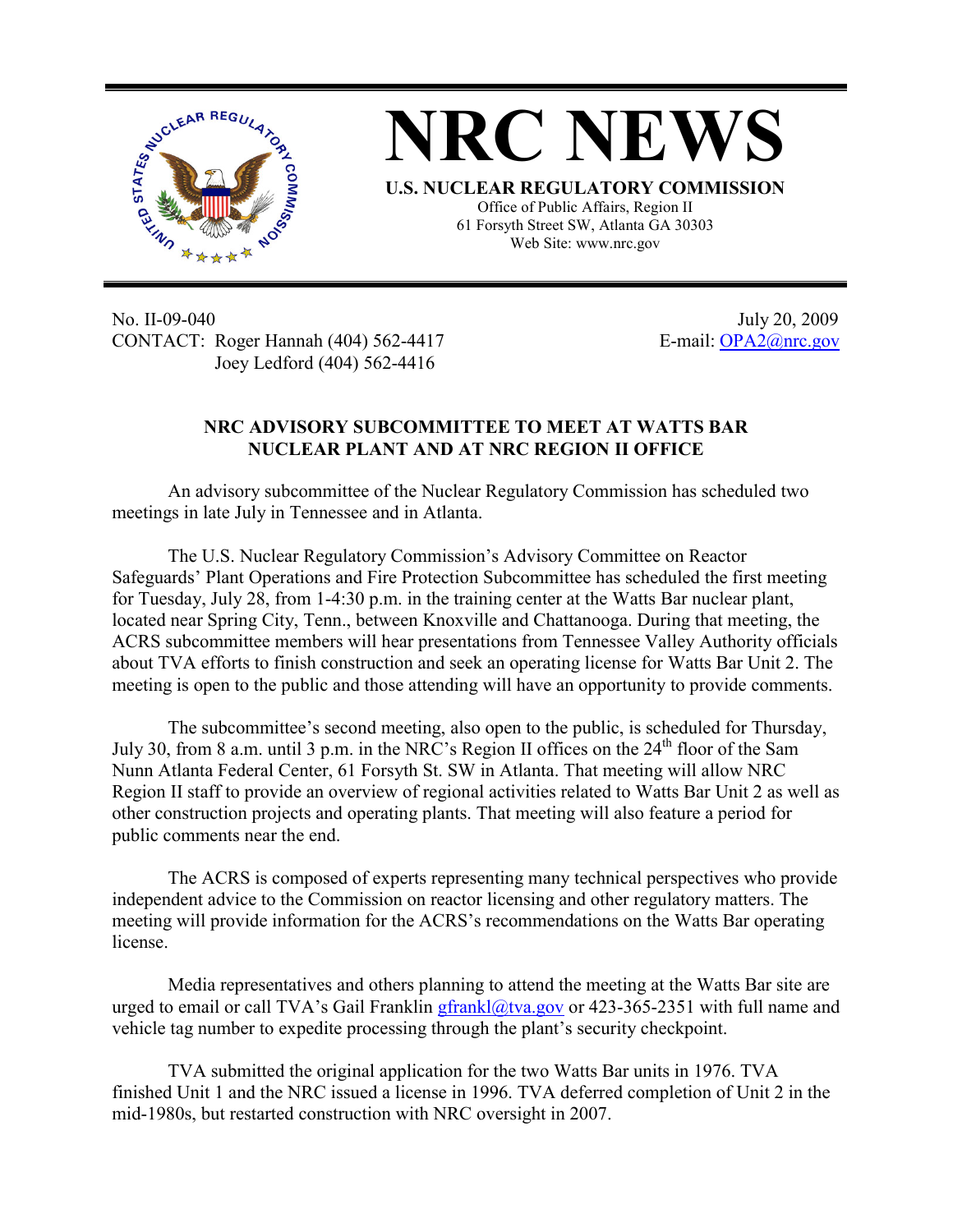# NRC NEWS

**U.S. NUCLEAR REGULATORY COMMISSION**

Office of Public Affairs, Region II
61 Forsyth Street SW, Atlanta GA 30303
Web Site: www.nrc.gov

No. II-09-040
CONTACT: Roger Hannah (404) 562-4417
Joey Ledford (404) 562-4416

July 20, 2009
E-mail: OPA2@nrc.gov

## NRC ADVISORY SUBCOMMITTEE TO MEET AT WATTS BAR NUCLEAR PLANT AND AT NRC REGION II OFFICE

An advisory subcommittee of the Nuclear Regulatory Commission has scheduled two meetings in late July in Tennessee and in Atlanta.

The U.S. Nuclear Regulatory Commission's Advisory Committee on Reactor Safeguards' Plant Operations and Fire Protection Subcommittee has scheduled the first meeting for Tuesday, July 28, from 1-4:30 p.m. in the training center at the Watts Bar nuclear plant, located near Spring City, Tenn., between Knoxville and Chattanooga. During that meeting, the ACRS subcommittee members will hear presentations from Tennessee Valley Authority officials about TVA efforts to finish construction and seek an operating license for Watts Bar Unit 2. The meeting is open to the public and those attending will have an opportunity to provide comments.

The subcommittee's second meeting, also open to the public, is scheduled for Thursday, July 30, from 8 a.m. until 3 p.m. in the NRC's Region II offices on the 24th floor of the Sam Nunn Atlanta Federal Center, 61 Forsyth St. SW in Atlanta. That meeting will allow NRC Region II staff to provide an overview of regional activities related to Watts Bar Unit 2 as well as other construction projects and operating plants. That meeting will also feature a period for public comments near the end.

The ACRS is composed of experts representing many technical perspectives who provide independent advice to the Commission on reactor licensing and other regulatory matters. The meeting will provide information for the ACRS's recommendations on the Watts Bar operating license.

Media representatives and others planning to attend the meeting at the Watts Bar site are urged to email or call TVA's Gail Franklin gfrankl@tva.gov or 423-365-2351 with full name and vehicle tag number to expedite processing through the plant's security checkpoint.

TVA submitted the original application for the two Watts Bar units in 1976. TVA finished Unit 1 and the NRC issued a license in 1996. TVA deferred completion of Unit 2 in the mid-1980s, but restarted construction with NRC oversight in 2007.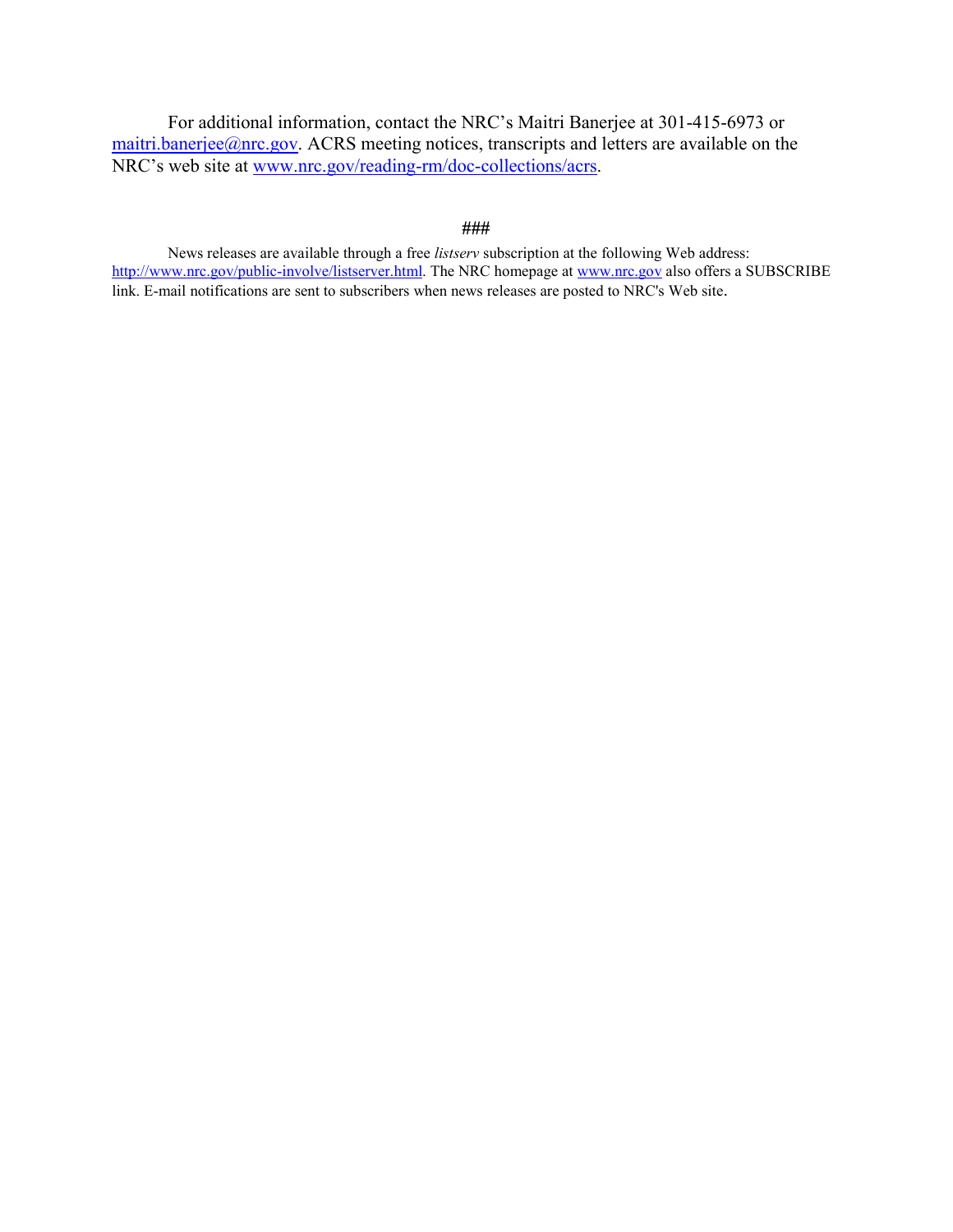For additional information, contact the NRC's Maitri Banerjee at 301-415-6973 or maitri.banerjee@nrc.gov. ACRS meeting notices, transcripts and letters are available on the NRC's web site at www.nrc.gov/reading-rm/doc-collections/acrs.

###

News releases are available through a free *listserv* subscription at the following Web address: http://www.nrc.gov/public-involve/listserver.html. The NRC homepage at www.nrc.gov also offers a SUBSCRIBE link. E-mail notifications are sent to subscribers when news releases are posted to NRC's Web site.